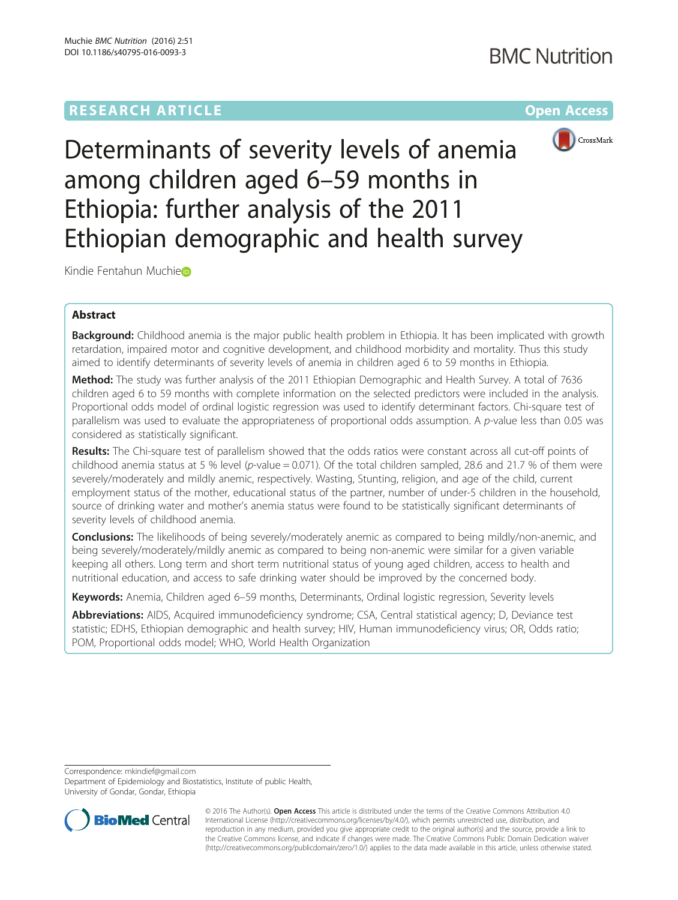RESEARCH ARTICLE

Open Access

# Determinants of severity levels of anemia among children aged 6–59 months in Ethiopia: further analysis of the 2011 Ethiopian demographic and health survey

Kindie Fentahun Muchie

## Abstract

**Background:** Childhood anemia is the major public health problem in Ethiopia. It has been implicated with growth retardation, impaired motor and cognitive development, and childhood morbidity and mortality. Thus this study aimed to identify determinants of severity levels of anemia in children aged 6 to 59 months in Ethiopia.

**Method:** The study was further analysis of the 2011 Ethiopian Demographic and Health Survey. A total of 7636 children aged 6 to 59 months with complete information on the selected predictors were included in the analysis. Proportional odds model of ordinal logistic regression was used to identify determinant factors. Chi-square test of parallelism was used to evaluate the appropriateness of proportional odds assumption. A *p*-value less than 0.05 was considered as statistically significant.

**Results:** The Chi-square test of parallelism showed that the odds ratios were constant across all cut-off points of childhood anemia status at 5 % level (*p*-value = 0.071). Of the total children sampled, 28.6 and 21.7 % of them were severely/moderately and mildly anemic, respectively. Wasting, Stunting, religion, and age of the child, current employment status of the mother, educational status of the partner, number of under-5 children in the household, source of drinking water and mother's anemia status were found to be statistically significant determinants of severity levels of childhood anemia.

**Conclusions:** The likelihoods of being severely/moderately anemic as compared to being mildly/non-anemic, and being severely/moderately/mildly anemic as compared to being non-anemic were similar for a given variable keeping all others. Long term and short term nutritional status of young aged children, access to health and nutritional education, and access to safe drinking water should be improved by the concerned body.

**Keywords:** Anemia, Children aged 6–59 months, Determinants, Ordinal logistic regression, Severity levels

**Abbreviations:** AIDS, Acquired immunodeficiency syndrome; CSA, Central statistical agency; D, Deviance test statistic; EDHS, Ethiopian demographic and health survey; HIV, Human immunodeficiency virus; OR, Odds ratio; POM, Proportional odds model; WHO, World Health Organization

Correspondence: mkindief@gmail.com
Department of Epidemiology and Biostatistics, Institute of public Health, University of Gondar, Gondar, Ethiopia

© 2016 The Author(s). **Open Access** This article is distributed under the terms of the Creative Commons Attribution 4.0 International License (http://creativecommons.org/licenses/by/4.0/), which permits unrestricted use, distribution, and reproduction in any medium, provided you give appropriate credit to the original author(s) and the source, provide a link to the Creative Commons license, and indicate if changes were made. The Creative Commons Public Domain Dedication waiver (http://creativecommons.org/publicdomain/zero/1.0/) applies to the data made available in this article, unless otherwise stated.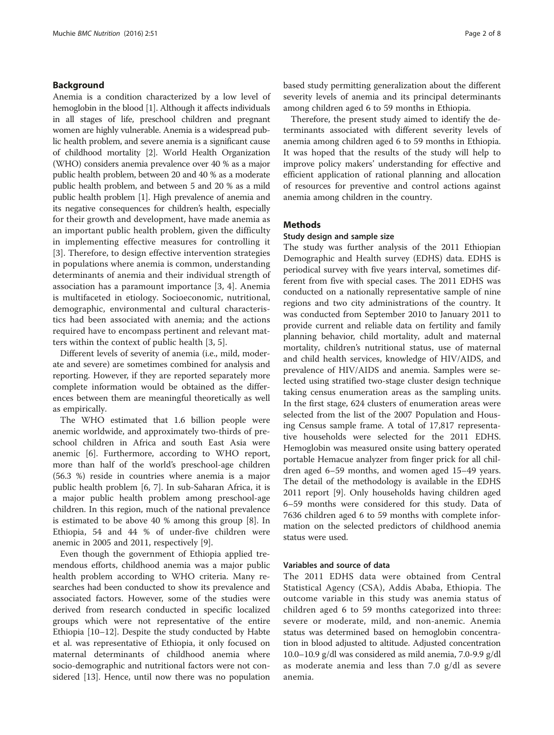## Background

Anemia is a condition characterized by a low level of hemoglobin in the blood [1]. Although it affects individuals in all stages of life, preschool children and pregnant women are highly vulnerable. Anemia is a widespread public health problem, and severe anemia is a significant cause of childhood mortality [2]. World Health Organization (WHO) considers anemia prevalence over 40 % as a major public health problem, between 20 and 40 % as a moderate public health problem, and between 5 and 20 % as a mild public health problem [1]. High prevalence of anemia and its negative consequences for children's health, especially for their growth and development, have made anemia as an important public health problem, given the difficulty in implementing effective measures for controlling it [3]. Therefore, to design effective intervention strategies in populations where anemia is common, understanding determinants of anemia and their individual strength of association has a paramount importance [3, 4]. Anemia is multifaceted in etiology. Socioeconomic, nutritional, demographic, environmental and cultural characteristics had been associated with anemia; and the actions required have to encompass pertinent and relevant matters within the context of public health [3, 5].

Different levels of severity of anemia (i.e., mild, moderate and severe) are sometimes combined for analysis and reporting. However, if they are reported separately more complete information would be obtained as the differences between them are meaningful theoretically as well as empirically.

The WHO estimated that 1.6 billion people were anemic worldwide, and approximately two-thirds of preschool children in Africa and south East Asia were anemic [6]. Furthermore, according to WHO report, more than half of the world's preschool-age children (56.3 %) reside in countries where anemia is a major public health problem [6, 7]. In sub-Saharan Africa, it is a major public health problem among preschool-age children. In this region, much of the national prevalence is estimated to be above 40 % among this group [8]. In Ethiopia, 54 and 44 % of under-five children were anemic in 2005 and 2011, respectively [9].

Even though the government of Ethiopia applied tremendous efforts, childhood anemia was a major public health problem according to WHO criteria. Many researches had been conducted to show its prevalence and associated factors. However, some of the studies were derived from research conducted in specific localized groups which were not representative of the entire Ethiopia [10–12]. Despite the study conducted by Habte et al. was representative of Ethiopia, it only focused on maternal determinants of childhood anemia where socio-demographic and nutritional factors were not considered [13]. Hence, until now there was no population based study permitting generalization about the different severity levels of anemia and its principal determinants among children aged 6 to 59 months in Ethiopia.

Therefore, the present study aimed to identify the determinants associated with different severity levels of anemia among children aged 6 to 59 months in Ethiopia. It was hoped that the results of the study will help to improve policy makers' understanding for effective and efficient application of rational planning and allocation of resources for preventive and control actions against anemia among children in the country.

## Methods

### Study design and sample size

The study was further analysis of the 2011 Ethiopian Demographic and Health survey (EDHS) data. EDHS is periodical survey with five years interval, sometimes different from five with special cases. The 2011 EDHS was conducted on a nationally representative sample of nine regions and two city administrations of the country. It was conducted from September 2010 to January 2011 to provide current and reliable data on fertility and family planning behavior, child mortality, adult and maternal mortality, children's nutritional status, use of maternal and child health services, knowledge of HIV/AIDS, and prevalence of HIV/AIDS and anemia. Samples were selected using stratified two-stage cluster design technique taking census enumeration areas as the sampling units. In the first stage, 624 clusters of enumeration areas were selected from the list of the 2007 Population and Housing Census sample frame. A total of 17,817 representative households were selected for the 2011 EDHS. Hemoglobin was measured onsite using battery operated portable Hemacue analyzer from finger prick for all children aged 6–59 months, and women aged 15–49 years. The detail of the methodology is available in the EDHS 2011 report [9]. Only households having children aged 6–59 months were considered for this study. Data of 7636 children aged 6 to 59 months with complete information on the selected predictors of childhood anemia status were used.

### Variables and source of data

The 2011 EDHS data were obtained from Central Statistical Agency (CSA), Addis Ababa, Ethiopia. The outcome variable in this study was anemia status of children aged 6 to 59 months categorized into three: severe or moderate, mild, and non-anemic. Anemia status was determined based on hemoglobin concentration in blood adjusted to altitude. Adjusted concentration 10.0–10.9 g/dl was considered as mild anemia, 7.0-9.9 g/dl as moderate anemia and less than 7.0 g/dl as severe anemia.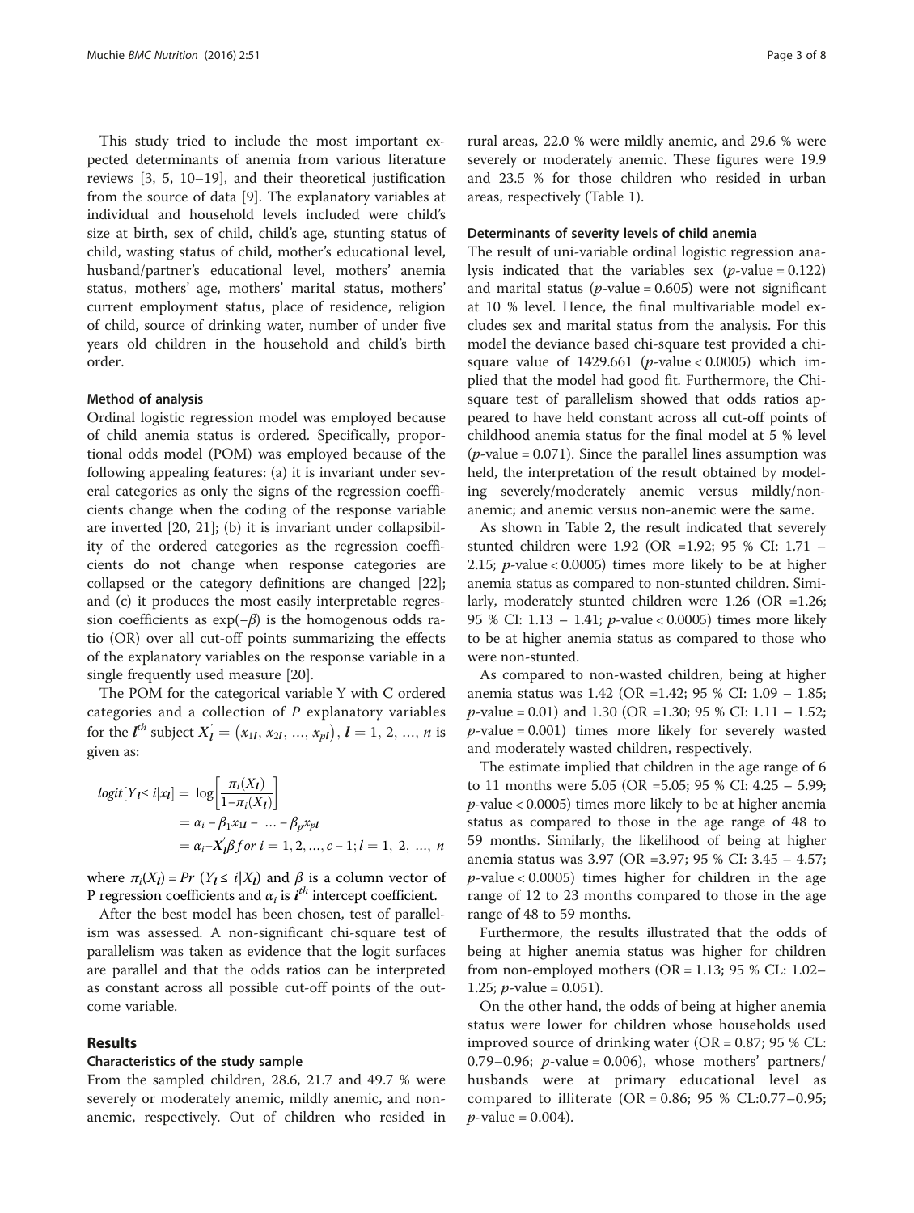This study tried to include the most important expected determinants of anemia from various literature reviews [3, 5, 10–19], and their theoretical justification from the source of data [9]. The explanatory variables at individual and household levels included were child's size at birth, sex of child, child's age, stunting status of child, wasting status of child, mother's educational level, husband/partner's educational level, mothers' anemia status, mothers' age, mothers' marital status, mothers' current employment status, place of residence, religion of child, source of drinking water, number of under five years old children in the household and child's birth order.

### Method of analysis

Ordinal logistic regression model was employed because of child anemia status is ordered. Specifically, proportional odds model (POM) was employed because of the following appealing features: (a) it is invariant under several categories as only the signs of the regression coefficients change when the coding of the response variable are inverted [20, 21]; (b) it is invariant under collapsibility of the ordered categories as the regression coefficients do not change when response categories are collapsed or the category definitions are changed [22]; and (c) it produces the most easily interpretable regression coefficients as $\exp(-\beta)$ is the homogenous odds ratio (OR) over all cut-off points summarizing the effects of the explanatory variables on the response variable in a single frequently used measure [20].

The POM for the categorical variable Y with C ordered categories and a collection of $P$ explanatory variables for the $l^{th}$ subject $X_l^{'} = (x_{1l}, x_{2l}, \ldots, x_{pl}),\ l = 1, 2, \ldots, n$ is given as:

$$
\begin{aligned}
logit[Y_l \leq i | x_l] &= \log\left[\frac{\pi_i(X_l)}{1-\pi_i(X_l)}\right] \\
&= \alpha_i - \beta_1 x_{1l} - \ldots - \beta_p x_{pl} \\
&= \alpha_i - X_l^{'}\beta \ for\ i = 1, 2, \ldots, c-1; l = 1,\ 2,\ \ldots,\ n
\end{aligned}
$$

where $\pi_i(X_l) = Pr\ (Y_l \leq i | X_l)$ and $\beta$ is a column vector of P regression coefficients and $\alpha_i$ is $i^{th}$ intercept coefficient.

After the best model has been chosen, test of parallelism was assessed. A non-significant chi-square test of parallelism was taken as evidence that the logit surfaces are parallel and that the odds ratios can be interpreted as constant across all possible cut-off points of the outcome variable.

## Results

### Characteristics of the study sample

From the sampled children, 28.6, 21.7 and 49.7 % were severely or moderately anemic, mildly anemic, and non-anemic, respectively. Out of children who resided in rural areas, 22.0 % were mildly anemic, and 29.6 % were severely or moderately anemic. These figures were 19.9 and 23.5 % for those children who resided in urban areas, respectively (Table 1).

### Determinants of severity levels of child anemia

The result of uni-variable ordinal logistic regression analysis indicated that the variables sex ($p$-value = 0.122) and marital status ($p$-value = 0.605) were not significant at 10 % level. Hence, the final multivariable model excludes sex and marital status from the analysis. For this model the deviance based chi-square test provided a chi-square value of 1429.661 ($p$-value < 0.0005) which implied that the model had good fit. Furthermore, the Chi-square test of parallelism showed that odds ratios appeared to have held constant across all cut-off points of childhood anemia status for the final model at 5 % level ($p$-value = 0.071). Since the parallel lines assumption was held, the interpretation of the result obtained by modeling severely/moderately anemic versus mildly/non-anemic; and anemic versus non-anemic were the same.

As shown in Table 2, the result indicated that severely stunted children were 1.92 (OR =1.92; 95 % CI: 1.71 – 2.15; $p$-value < 0.0005) times more likely to be at higher anemia status as compared to non-stunted children. Similarly, moderately stunted children were 1.26 (OR =1.26; 95 % CI: 1.13 – 1.41; $p$-value < 0.0005) times more likely to be at higher anemia status as compared to those who were non-stunted.

As compared to non-wasted children, being at higher anemia status was 1.42 (OR =1.42; 95 % CI: 1.09 – 1.85; $p$-value = 0.01) and 1.30 (OR =1.30; 95 % CI: 1.11 – 1.52; $p$-value = 0.001) times more likely for severely wasted and moderately wasted children, respectively.

The estimate implied that children in the age range of 6 to 11 months were 5.05 (OR =5.05; 95 % CI: 4.25 – 5.99; $p$-value < 0.0005) times more likely to be at higher anemia status as compared to those in the age range of 48 to 59 months. Similarly, the likelihood of being at higher anemia status was 3.97 (OR =3.97; 95 % CI: 3.45 – 4.57; $p$-value < 0.0005) times higher for children in the age range of 12 to 23 months compared to those in the age range of 48 to 59 months.

Furthermore, the results illustrated that the odds of being at higher anemia status was higher for children from non-employed mothers (OR = 1.13; 95 % CL: 1.02–1.25; $p$-value = 0.051).

On the other hand, the odds of being at higher anemia status were lower for children whose households used improved source of drinking water (OR = 0.87; 95 % CL: 0.79–0.96; $p$-value = 0.006), whose mothers' partners/husbands were at primary educational level as compared to illiterate (OR = 0.86; 95 % CL:0.77–0.95; $p$-value = 0.004).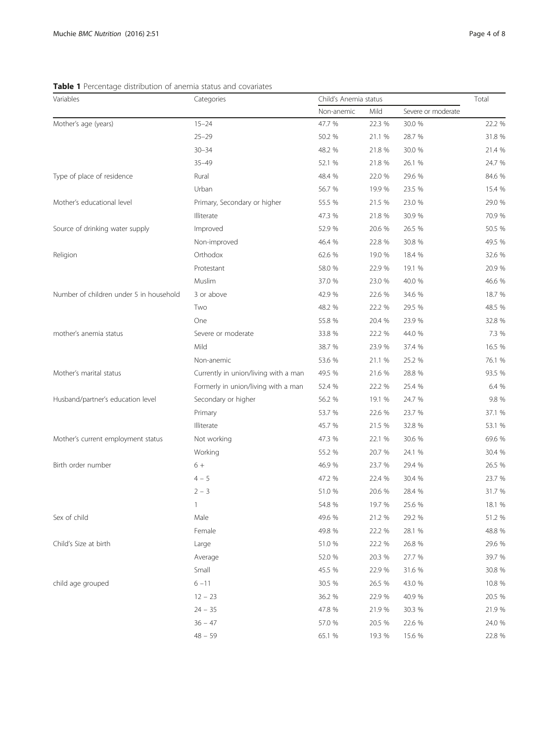**Table 1** Percentage distribution of anemia status and covariates

| Variables | Categories | Child's Anemia status | | | Total |
|---|---|---|---|---|---|
| | | Non-anemic | Mild | Severe or moderate | |
| Mother's age (years) | 15–24 | 47.7 % | 22.3 % | 30.0 % | 22.2 % |
| | 25–29 | 50.2 % | 21.1 % | 28.7 % | 31.8 % |
| | 30–34 | 48.2 % | 21.8 % | 30.0 % | 21.4 % |
| | 35–49 | 52.1 % | 21.8 % | 26.1 % | 24.7 % |
| Type of place of residence | Rural | 48.4 % | 22.0 % | 29.6 % | 84.6 % |
| | Urban | 56.7 % | 19.9 % | 23.5 % | 15.4 % |
| Mother's educational level | Primary, Secondary or higher | 55.5 % | 21.5 % | 23.0 % | 29.0 % |
| | Illiterate | 47.3 % | 21.8 % | 30.9 % | 70.9 % |
| Source of drinking water supply | Improved | 52.9 % | 20.6 % | 26.5 % | 50.5 % |
| | Non-improved | 46.4 % | 22.8 % | 30.8 % | 49.5 % |
| Religion | Orthodox | 62.6 % | 19.0 % | 18.4 % | 32.6 % |
| | Protestant | 58.0 % | 22.9 % | 19.1 % | 20.9 % |
| | Muslim | 37.0 % | 23.0 % | 40.0 % | 46.6 % |
| Number of children under 5 in household | 3 or above | 42.9 % | 22.6 % | 34.6 % | 18.7 % |
| | Two | 48.2 % | 22.2 % | 29.5 % | 48.5 % |
| | One | 55.8 % | 20.4 % | 23.9 % | 32.8 % |
| mother's anemia status | Severe or moderate | 33.8 % | 22.2 % | 44.0 % | 7.3 % |
| | Mild | 38.7 % | 23.9 % | 37.4 % | 16.5 % |
| | Non-anemic | 53.6 % | 21.1 % | 25.2 % | 76.1 % |
| Mother's marital status | Currently in union/living with a man | 49.5 % | 21.6 % | 28.8 % | 93.5 % |
| | Formerly in union/living with a man | 52.4 % | 22.2 % | 25.4 % | 6.4 % |
| Husband/partner's education level | Secondary or higher | 56.2 % | 19.1 % | 24.7 % | 9.8 % |
| | Primary | 53.7 % | 22.6 % | 23.7 % | 37.1 % |
| | Illiterate | 45.7 % | 21.5 % | 32.8 % | 53.1 % |
| Mother's current employment status | Not working | 47.3 % | 22.1 % | 30.6 % | 69.6 % |
| | Working | 55.2 % | 20.7 % | 24.1 % | 30.4 % |
| Birth order number | 6 + | 46.9 % | 23.7 % | 29.4 % | 26.5 % |
| | 4 – 5 | 47.2 % | 22.4 % | 30.4 % | 23.7 % |
| | 2 – 3 | 51.0 % | 20.6 % | 28.4 % | 31.7 % |
| | 1 | 54.8 % | 19.7 % | 25.6 % | 18.1 % |
| Sex of child | Male | 49.6 % | 21.2 % | 29.2 % | 51.2 % |
| | Female | 49.8 % | 22.2 % | 28.1 % | 48.8 % |
| Child's Size at birth | Large | 51.0 % | 22.2 % | 26.8 % | 29.6 % |
| | Average | 52.0 % | 20.3 % | 27.7 % | 39.7 % |
| | Small | 45.5 % | 22.9 % | 31.6 % | 30.8 % |
| child age grouped | 6 –11 | 30.5 % | 26.5 % | 43.0 % | 10.8 % |
| | 12 – 23 | 36.2 % | 22.9 % | 40.9 % | 20.5 % |
| | 24 – 35 | 47.8 % | 21.9 % | 30.3 % | 21.9 % |
| | 36 – 47 | 57.0 % | 20.5 % | 22.6 % | 24.0 % |
| | 48 – 59 | 65.1 % | 19.3 % | 15.6 % | 22.8 % |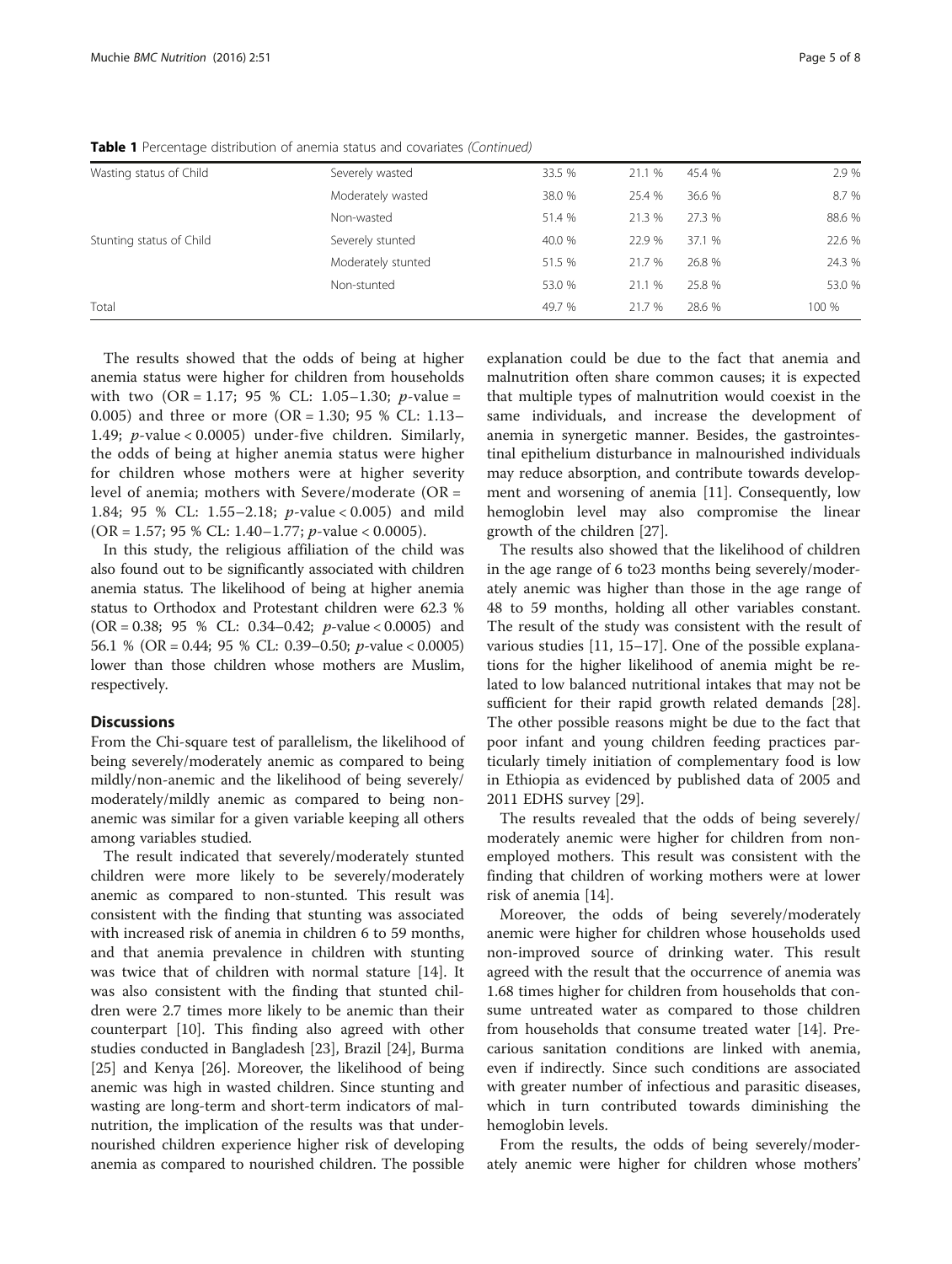**Table 1** Percentage distribution of anemia status and covariates *(Continued)*

| | | | | | |
|---|---|---|---|---|---|
| Wasting status of Child | Severely wasted | 33.5 % | 21.1 % | 45.4 % | 2.9 % |
| | Moderately wasted | 38.0 % | 25.4 % | 36.6 % | 8.7 % |
| | Non-wasted | 51.4 % | 21.3 % | 27.3 % | 88.6 % |
| Stunting status of Child | Severely stunted | 40.0 % | 22.9 % | 37.1 % | 22.6 % |
| | Moderately stunted | 51.5 % | 21.7 % | 26.8 % | 24.3 % |
| | Non-stunted | 53.0 % | 21.1 % | 25.8 % | 53.0 % |
| Total | | 49.7 % | 21.7 % | 28.6 % | 100 % |

The results showed that the odds of being at higher anemia status were higher for children from households with two (OR = 1.17; 95 % CL: 1.05–1.30; $p$-value = 0.005) and three or more (OR = 1.30; 95 % CL: 1.13–1.49; $p$-value < 0.0005) under-five children. Similarly, the odds of being at higher anemia status were higher for children whose mothers were at higher severity level of anemia; mothers with Severe/moderate (OR = 1.84; 95 % CL: 1.55–2.18; $p$-value < 0.005) and mild (OR = 1.57; 95 % CL: 1.40–1.77; $p$-value < 0.0005).

In this study, the religious affiliation of the child was also found out to be significantly associated with children anemia status. The likelihood of being at higher anemia status to Orthodox and Protestant children were 62.3 % (OR = 0.38; 95 % CL: 0.34–0.42; $p$-value < 0.0005) and 56.1 % (OR = 0.44; 95 % CL: 0.39–0.50; $p$-value < 0.0005) lower than those children whose mothers are Muslim, respectively.

## Discussions

From the Chi-square test of parallelism, the likelihood of being severely/moderately anemic as compared to being mildly/non-anemic and the likelihood of being severely/moderately/mildly anemic as compared to being non-anemic was similar for a given variable keeping all others among variables studied.

The result indicated that severely/moderately stunted children were more likely to be severely/moderately anemic as compared to non-stunted. This result was consistent with the finding that stunting was associated with increased risk of anemia in children 6 to 59 months, and that anemia prevalence in children with stunting was twice that of children with normal stature [14]. It was also consistent with the finding that stunted children were 2.7 times more likely to be anemic than their counterpart [10]. This finding also agreed with other studies conducted in Bangladesh [23], Brazil [24], Burma [25] and Kenya [26]. Moreover, the likelihood of being anemic was high in wasted children. Since stunting and wasting are long-term and short-term indicators of malnutrition, the implication of the results was that undernourished children experience higher risk of developing anemia as compared to nourished children. The possible explanation could be due to the fact that anemia and malnutrition often share common causes; it is expected that multiple types of malnutrition would coexist in the same individuals, and increase the development of anemia in synergetic manner. Besides, the gastrointestinal epithelium disturbance in malnourished individuals may reduce absorption, and contribute towards development and worsening of anemia [11]. Consequently, low hemoglobin level may also compromise the linear growth of the children [27].

The results also showed that the likelihood of children in the age range of 6 to23 months being severely/moderately anemic was higher than those in the age range of 48 to 59 months, holding all other variables constant. The result of the study was consistent with the result of various studies [11, 15–17]. One of the possible explanations for the higher likelihood of anemia might be related to low balanced nutritional intakes that may not be sufficient for their rapid growth related demands [28]. The other possible reasons might be due to the fact that poor infant and young children feeding practices particularly timely initiation of complementary food is low in Ethiopia as evidenced by published data of 2005 and 2011 EDHS survey [29].

The results revealed that the odds of being severely/moderately anemic were higher for children from non-employed mothers. This result was consistent with the finding that children of working mothers were at lower risk of anemia [14].

Moreover, the odds of being severely/moderately anemic were higher for children whose households used non-improved source of drinking water. This result agreed with the result that the occurrence of anemia was 1.68 times higher for children from households that consume untreated water as compared to those children from households that consume treated water [14]. Precarious sanitation conditions are linked with anemia, even if indirectly. Since such conditions are associated with greater number of infectious and parasitic diseases, which in turn contributed towards diminishing the hemoglobin levels.

From the results, the odds of being severely/moderately anemic were higher for children whose mothers'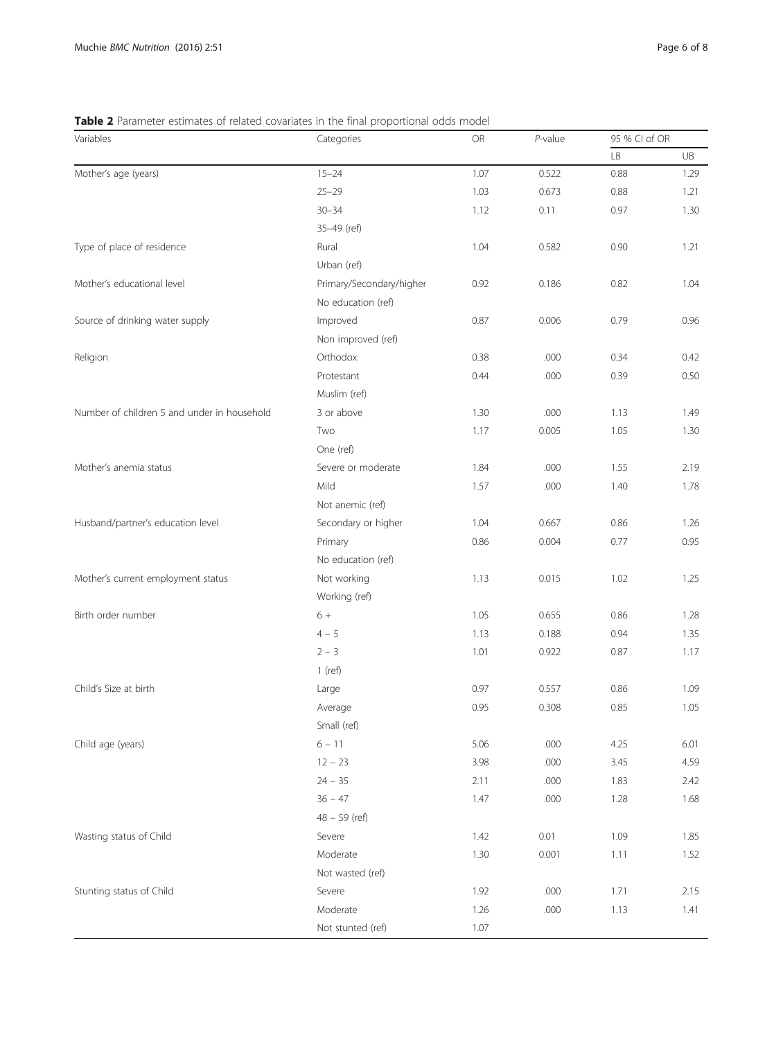**Table 2** Parameter estimates of related covariates in the final proportional odds model

| Variables | Categories | OR | *P*-value | 95 % CI of OR | |
|---|---|---|---|---|---|
| | | | | LB | UB |
| Mother's age (years) | 15–24 | 1.07 | 0.522 | 0.88 | 1.29 |
| | 25–29 | 1.03 | 0.673 | 0.88 | 1.21 |
| | 30–34 | 1.12 | 0.11 | 0.97 | 1.30 |
| | 35–49 (ref) | | | | |
| Type of place of residence | Rural | 1.04 | 0.582 | 0.90 | 1.21 |
| | Urban (ref) | | | | |
| Mother's educational level | Primary/Secondary/higher | 0.92 | 0.186 | 0.82 | 1.04 |
| | No education (ref) | | | | |
| Source of drinking water supply | Improved | 0.87 | 0.006 | 0.79 | 0.96 |
| | Non improved (ref) | | | | |
| Religion | Orthodox | 0.38 | .000 | 0.34 | 0.42 |
| | Protestant | 0.44 | .000 | 0.39 | 0.50 |
| | Muslim (ref) | | | | |
| Number of children 5 and under in household | 3 or above | 1.30 | .000 | 1.13 | 1.49 |
| | Two | 1.17 | 0.005 | 1.05 | 1.30 |
| | One (ref) | | | | |
| Mother's anemia status | Severe or moderate | 1.84 | .000 | 1.55 | 2.19 |
| | Mild | 1.57 | .000 | 1.40 | 1.78 |
| | Not anemic (ref) | | | | |
| Husband/partner's education level | Secondary or higher | 1.04 | 0.667 | 0.86 | 1.26 |
| | Primary | 0.86 | 0.004 | 0.77 | 0.95 |
| | No education (ref) | | | | |
| Mother's current employment status | Not working | 1.13 | 0.015 | 1.02 | 1.25 |
| | Working (ref) | | | | |
| Birth order number | 6 + | 1.05 | 0.655 | 0.86 | 1.28 |
| | 4 – 5 | 1.13 | 0.188 | 0.94 | 1.35 |
| | 2 – 3 | 1.01 | 0.922 | 0.87 | 1.17 |
| | 1 (ref) | | | | |
| Child's Size at birth | Large | 0.97 | 0.557 | 0.86 | 1.09 |
| | Average | 0.95 | 0.308 | 0.85 | 1.05 |
| | Small (ref) | | | | |
| Child age (years) | 6 – 11 | 5.06 | .000 | 4.25 | 6.01 |
| | 12 – 23 | 3.98 | .000 | 3.45 | 4.59 |
| | 24 – 35 | 2.11 | .000 | 1.83 | 2.42 |
| | 36 – 47 | 1.47 | .000 | 1.28 | 1.68 |
| | 48 – 59 (ref) | | | | |
| Wasting status of Child | Severe | 1.42 | 0.01 | 1.09 | 1.85 |
| | Moderate | 1.30 | 0.001 | 1.11 | 1.52 |
| | Not wasted (ref) | | | | |
| Stunting status of Child | Severe | 1.92 | .000 | 1.71 | 2.15 |
| | Moderate | 1.26 | .000 | 1.13 | 1.41 |
| | Not stunted (ref) | 1.07 | | | |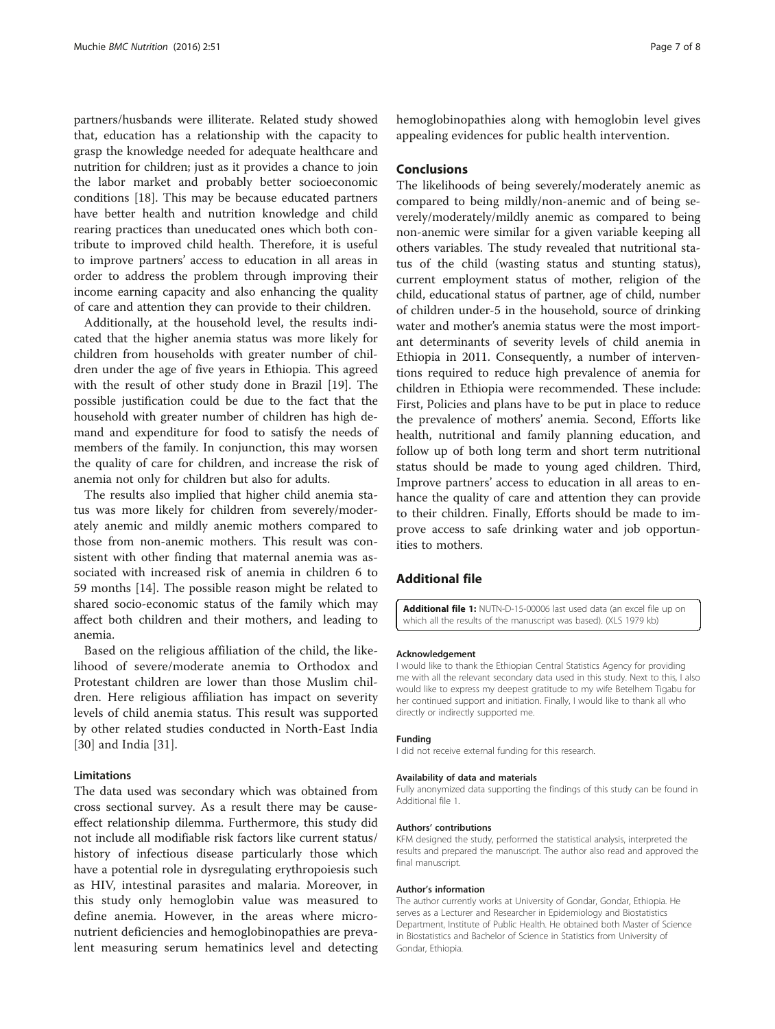partners/husbands were illiterate. Related study showed that, education has a relationship with the capacity to grasp the knowledge needed for adequate healthcare and nutrition for children; just as it provides a chance to join the labor market and probably better socioeconomic conditions [18]. This may be because educated partners have better health and nutrition knowledge and child rearing practices than uneducated ones which both contribute to improved child health. Therefore, it is useful to improve partners' access to education in all areas in order to address the problem through improving their income earning capacity and also enhancing the quality of care and attention they can provide to their children.

Additionally, at the household level, the results indicated that the higher anemia status was more likely for children from households with greater number of children under the age of five years in Ethiopia. This agreed with the result of other study done in Brazil [19]. The possible justification could be due to the fact that the household with greater number of children has high demand and expenditure for food to satisfy the needs of members of the family. In conjunction, this may worsen the quality of care for children, and increase the risk of anemia not only for children but also for adults.

The results also implied that higher child anemia status was more likely for children from severely/moderately anemic and mildly anemic mothers compared to those from non-anemic mothers. This result was consistent with other finding that maternal anemia was associated with increased risk of anemia in children 6 to 59 months [14]. The possible reason might be related to shared socio-economic status of the family which may affect both children and their mothers, and leading to anemia.

Based on the religious affiliation of the child, the likelihood of severe/moderate anemia to Orthodox and Protestant children are lower than those Muslim children. Here religious affiliation has impact on severity levels of child anemia status. This result was supported by other related studies conducted in North-East India [30] and India [31].

### Limitations

The data used was secondary which was obtained from cross sectional survey. As a result there may be cause-effect relationship dilemma. Furthermore, this study did not include all modifiable risk factors like current status/history of infectious disease particularly those which have a potential role in dysregulating erythropoiesis such as HIV, intestinal parasites and malaria. Moreover, in this study only hemoglobin value was measured to define anemia. However, in the areas where micronutrient deficiencies and hemoglobinopathies are prevalent measuring serum hematinics level and detecting hemoglobinopathies along with hemoglobin level gives appealing evidences for public health intervention.

## Conclusions

The likelihoods of being severely/moderately anemic as compared to being mildly/non-anemic and of being severely/moderately/mildly anemic as compared to being non-anemic were similar for a given variable keeping all others variables. The study revealed that nutritional status of the child (wasting status and stunting status), current employment status of mother, religion of the child, educational status of partner, age of child, number of children under-5 in the household, source of drinking water and mother's anemia status were the most important determinants of severity levels of child anemia in Ethiopia in 2011. Consequently, a number of interventions required to reduce high prevalence of anemia for children in Ethiopia were recommended. These include: First, Policies and plans have to be put in place to reduce the prevalence of mothers' anemia. Second, Efforts like health, nutritional and family planning education, and follow up of both long term and short term nutritional status should be made to young aged children. Third, Improve partners' access to education in all areas to enhance the quality of care and attention they can provide to their children. Finally, Efforts should be made to improve access to safe drinking water and job opportunities to mothers.

## Additional file

**Additional file 1:** NUTN-D-15-00006 last used data (an excel file up on which all the results of the manuscript was based). (XLS 1979 kb)

#### Acknowledgement

I would like to thank the Ethiopian Central Statistics Agency for providing me with all the relevant secondary data used in this study. Next to this, I also would like to express my deepest gratitude to my wife Betelhem Tigabu for her continued support and initiation. Finally, I would like to thank all who directly or indirectly supported me.

#### Funding

I did not receive external funding for this research.

#### Availability of data and materials

Fully anonymized data supporting the findings of this study can be found in Additional file 1.

#### Authors' contributions

KFM designed the study, performed the statistical analysis, interpreted the results and prepared the manuscript. The author also read and approved the final manuscript.

#### Author's information

The author currently works at University of Gondar, Gondar, Ethiopia. He serves as a Lecturer and Researcher in Epidemiology and Biostatistics Department, Institute of Public Health. He obtained both Master of Science in Biostatistics and Bachelor of Science in Statistics from University of Gondar, Ethiopia.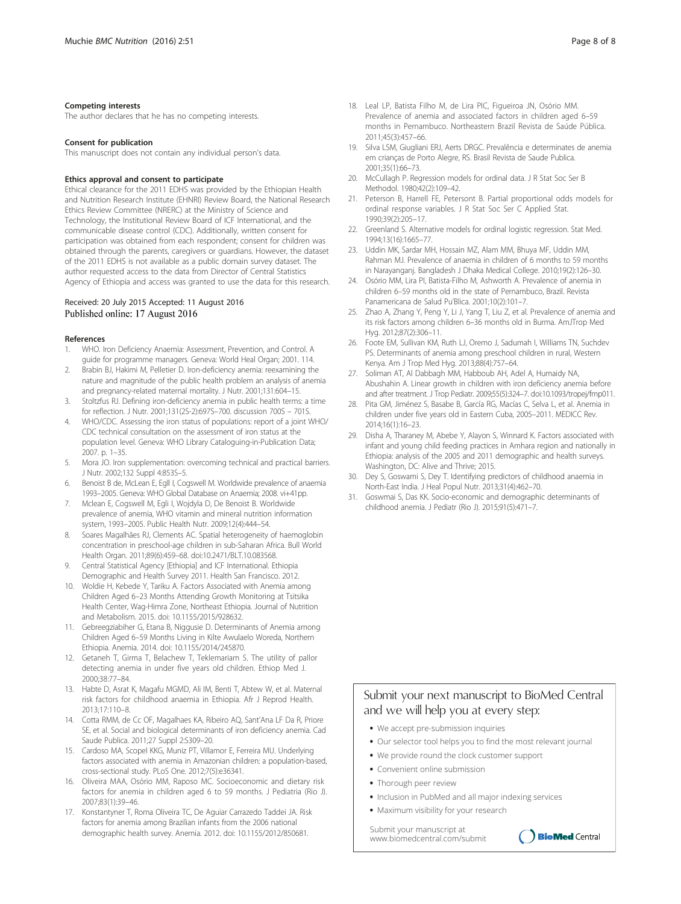### Competing interests

The author declares that he has no competing interests.

### Consent for publication

This manuscript does not contain any individual person's data.

### Ethics approval and consent to participate

Ethical clearance for the 2011 EDHS was provided by the Ethiopian Health and Nutrition Research Institute (EHNRI) Review Board, the National Research Ethics Review Committee (NRERC) at the Ministry of Science and Technology, the Institutional Review Board of ICF International, and the communicable disease control (CDC). Additionally, written consent for participation was obtained from each respondent; consent for children was obtained through the parents, caregivers or guardians. However, the dataset of the 2011 EDHS is not available as a public domain survey dataset. The author requested access to the data from Director of Central Statistics Agency of Ethiopia and access was granted to use the data for this research.

Received: 20 July 2015 Accepted: 11 August 2016
Published online: 17 August 2016

### References

1. WHO. Iron Deficiency Anaemia: Assessment, Prevention, and Control. A guide for programme managers. Geneva: World Heal Organ; 2001. 114.
2. Brabin BJ, Hakimi M, Pelletier D. Iron-deficiency anemia: reexamining the nature and magnitude of the public health problem an analysis of anemia and pregnancy-related maternal mortality. J Nutr. 2001;131:604–15.
3. Stoltzfus RJ. Defining iron-deficiency anemia in public health terms: a time for reflection. J Nutr. 2001;131(2S-2):697S–700. discussion 700S – 701S.
4. WHO/CDC. Assessing the iron status of populations: report of a joint WHO/CDC technical consultation on the assessment of iron status at the population level. Geneva: WHO Library Cataloguing-in-Publication Data; 2007. p. 1–35.
5. Mora JO. Iron supplementation: overcoming technical and practical barriers. J Nutr. 2002;132 Suppl 4:853S–5.
6. Benoist B de, McLean E, Egll I, Cogswell M. Worldwide prevalence of anaemia 1993–2005. Geneva: WHO Global Database on Anaemia; 2008. vi+41pp.
7. Mclean E, Cogswell M, Egli I, Wojdyla D, De Benoist B. Worldwide prevalence of anemia, WHO vitamin and mineral nutrition information system, 1993–2005. Public Health Nutr. 2009;12(4):444–54.
8. Soares Magalhães RJ, Clements AC. Spatial heterogeneity of haemoglobin concentration in preschool-age children in sub-Saharan Africa. Bull World Health Organ. 2011;89(6):459–68. doi:10.2471/BLT.10.083568.
9. Central Statistical Agency [Ethiopia] and ICF International. Ethiopia Demographic and Health Survey 2011. Health San Francisco. 2012.
10. Woldie H, Kebede Y, Tariku A. Factors Associated with Anemia among Children Aged 6–23 Months Attending Growth Monitoring at Tsitsika Health Center, Wag-Himra Zone, Northeast Ethiopia. Journal of Nutrition and Metabolism. 2015. doi: 10.1155/2015/928632.
11. Gebreegziabiher G, Etana B, Niggusie D. Determinants of Anemia among Children Aged 6–59 Months Living in Kilte Awulaelo Woreda, Northern Ethiopia. Anemia. 2014. doi: 10.1155/2014/245870.
12. Getaneh T, Girma T, Belachew T, Teklemariam S. The utility of pallor detecting anemia in under five years old children. Ethiop Med J. 2000;38:77–84.
13. Habte D, Asrat K, Magafu MGMD, Ali IM, Benti T, Abtew W, et al. Maternal risk factors for childhood anaemia in Ethiopia. Afr J Reprod Health. 2013;17:110–8.
14. Cotta RMM, de Cc OF, Magalhaes KA, Ribeiro AQ, Sant'Ana LF Da R, Priore SE, et al. Social and biological determinants of iron deficiency anemia. Cad Saude Publica. 2011;27 Suppl 2:S309–20.
15. Cardoso MA, Scopel KKG, Muniz PT, Villamor E, Ferreira MU. Underlying factors associated with anemia in Amazonian children: a population-based, cross-sectional study. PLoS One. 2012;7(5):e36341.
16. Oliveira MAA, Osório MM, Raposo MC. Socioeconomic and dietary risk factors for anemia in children aged 6 to 59 months. J Pediatria (Rio J). 2007;83(1):39–46.
17. Konstantyner T, Roma Oliveira TC, De Aguiar Carrazedo Taddei JA. Risk factors for anemia among Brazilian infants from the 2006 national demographic health survey. Anemia. 2012. doi: 10.1155/2012/850681.
18. Leal LP, Batista Filho M, de Lira PIC, Figueiroa JN, Osório MM. Prevalence of anemia and associated factors in children aged 6–59 months in Pernambuco. Northeastern Brazil Revista de Saúde Pública. 2011;45(3):457–66.
19. Silva LSM, Giugliani ERJ, Aerts DRGC. Prevalência e determinates de anemia em crianças de Porto Alegre, RS. Brasil Revista de Saude Publica. 2001;35(1):66–73.
20. McCullagh P. Regression models for ordinal data. J R Stat Soc Ser B Methodol. 1980;42(2):109–42.
21. Peterson B, Harrell FE, Petersont B. Partial proportional odds models for ordinal response variables. J R Stat Soc Ser C Applied Stat. 1990;39(2):205–17.
22. Greenland S. Alternative models for ordinal logistic regression. Stat Med. 1994;13(16):1665–77.
23. Uddin MK, Sardar MH, Hossain MZ, Alam MM, Bhuya MF, Uddin MM, Rahman MJ. Prevalence of anaemia in children of 6 months to 59 months in Narayanganj. Bangladesh J Dhaka Medical College. 2010;19(2):126–30.
24. Osório MM, Lira PI, Batista-Filho M, Ashworth A. Prevalence of anemia in children 6–59 months old in the state of Pernambuco, Brazil. Revista Panamericana de Salud Pu'Blica. 2001;10(2):101–7.
25. Zhao A, Zhang Y, Peng Y, Li J, Yang T, Liu Z, et al. Prevalence of anemia and its risk factors among children 6–36 months old in Burma. AmJTrop Med Hyg. 2012;87(2):306–11.
26. Foote EM, Sullivan KM, Ruth LJ, Oremo J, Sadumah I, Williams TN, Suchdev PS. Determinants of anemia among preschool children in rural, Western Kenya. Am J Trop Med Hyg. 2013;88(4):757–64.
27. Soliman AT, Al Dabbagh MM, Habboub AH, Adel A, Humaidy NA, Abushahin A. Linear growth in children with iron deficiency anemia before and after treatment. J Trop Pediatr. 2009;55(5):324–7. doi:10.1093/tropej/fmp011.
28. Pita GM, Jiménez S, Basabe B, García RG, Macías C, Selva L, et al. Anemia in children under five years old in Eastern Cuba, 2005–2011. MEDICC Rev. 2014;16(1):16–23.
29. Disha A, Tharaney M, Abebe Y, Alayon S, Winnard K. Factors associated with infant and young child feeding practices in Amhara region and nationally in Ethiopia: analysis of the 2005 and 2011 demographic and health surveys. Washington, DC: Alive and Thrive; 2015.
30. Dey S, Goswami S, Dey T. Identifying predictors of childhood anaemia in North-East India. J Heal Popul Nutr. 2013;31(4):462–70.
31. Goswmai S, Das KK. Socio-economic and demographic determinants of childhood anemia. J Pediatr (Rio J). 2015;91(5):471–7.

Submit your next manuscript to BioMed Central and we will help you at every step:

- We accept pre-submission inquiries
- Our selector tool helps you to find the most relevant journal
- We provide round the clock customer support
- Convenient online submission
- Thorough peer review
- Inclusion in PubMed and all major indexing services
- Maximum visibility for your research

Submit your manuscript at
www.biomedcentral.com/submit

BioMed Central